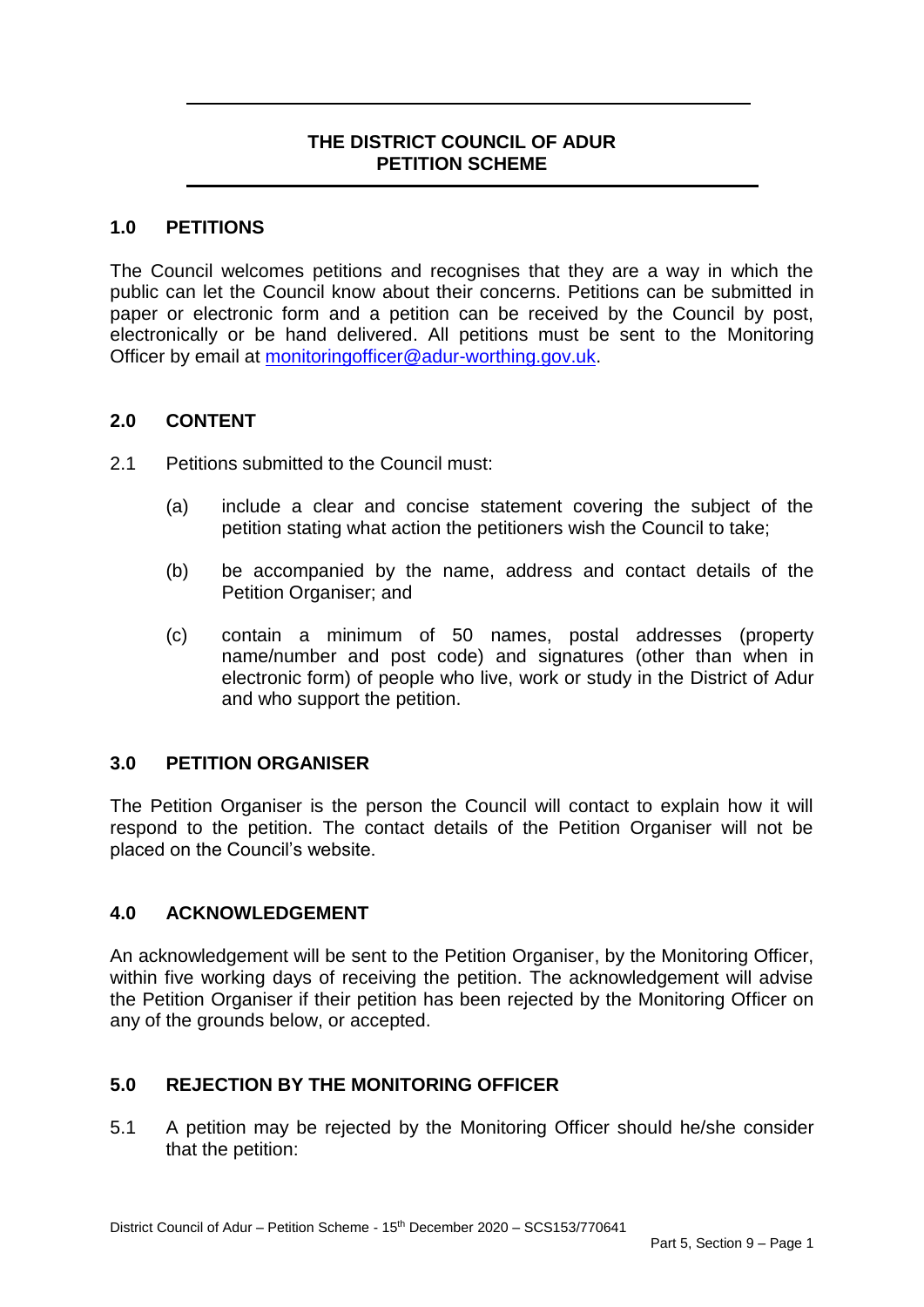# THE DISTRICT COUNCIL OF ADUR
# PETITION SCHEME

## 1.0 PETITIONS

The Council welcomes petitions and recognises that they are a way in which the public can let the Council know about their concerns. Petitions can be submitted in paper or electronic form and a petition can be received by the Council by post, electronically or be hand delivered. All petitions must be sent to the Monitoring Officer by email at [monitoringofficer@adur-worthing.gov.uk](mailto:monitoringofficer@adur-worthing.gov.uk).

## 2.0 CONTENT

2.1 Petitions submitted to the Council must:

(a) include a clear and concise statement covering the subject of the petition stating what action the petitioners wish the Council to take;

(b) be accompanied by the name, address and contact details of the Petition Organiser; and

(c) contain a minimum of 50 names, postal addresses (property name/number and post code) and signatures (other than when in electronic form) of people who live, work or study in the District of Adur and who support the petition.

## 3.0 PETITION ORGANISER

The Petition Organiser is the person the Council will contact to explain how it will respond to the petition. The contact details of the Petition Organiser will not be placed on the Council's website.

## 4.0 ACKNOWLEDGEMENT

An acknowledgement will be sent to the Petition Organiser, by the Monitoring Officer, within five working days of receiving the petition. The acknowledgement will advise the Petition Organiser if their petition has been rejected by the Monitoring Officer on any of the grounds below, or accepted.

## 5.0 REJECTION BY THE MONITORING OFFICER

5.1 A petition may be rejected by the Monitoring Officer should he/she consider that the petition: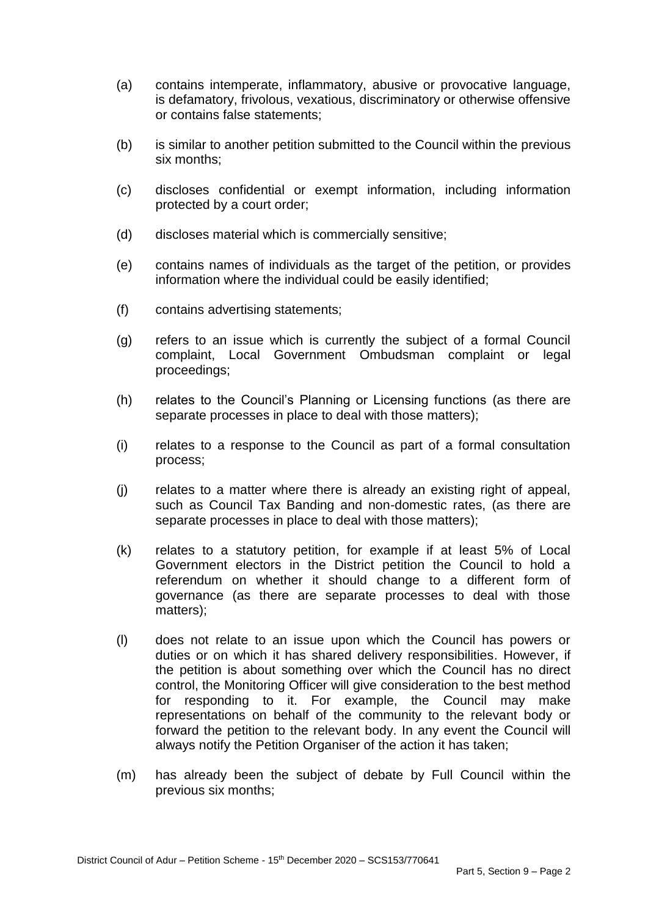(a) contains intemperate, inflammatory, abusive or provocative language, is defamatory, frivolous, vexatious, discriminatory or otherwise offensive or contains false statements;

(b) is similar to another petition submitted to the Council within the previous six months;

(c) discloses confidential or exempt information, including information protected by a court order;

(d) discloses material which is commercially sensitive;

(e) contains names of individuals as the target of the petition, or provides information where the individual could be easily identified;

(f) contains advertising statements;

(g) refers to an issue which is currently the subject of a formal Council complaint, Local Government Ombudsman complaint or legal proceedings;

(h) relates to the Council's Planning or Licensing functions (as there are separate processes in place to deal with those matters);

(i) relates to a response to the Council as part of a formal consultation process;

(j) relates to a matter where there is already an existing right of appeal, such as Council Tax Banding and non-domestic rates, (as there are separate processes in place to deal with those matters);

(k) relates to a statutory petition, for example if at least 5% of Local Government electors in the District petition the Council to hold a referendum on whether it should change to a different form of governance (as there are separate processes to deal with those matters);

(l) does not relate to an issue upon which the Council has powers or duties or on which it has shared delivery responsibilities. However, if the petition is about something over which the Council has no direct control, the Monitoring Officer will give consideration to the best method for responding to it. For example, the Council may make representations on behalf of the community to the relevant body or forward the petition to the relevant body. In any event the Council will always notify the Petition Organiser of the action it has taken;

(m) has already been the subject of debate by Full Council within the previous six months;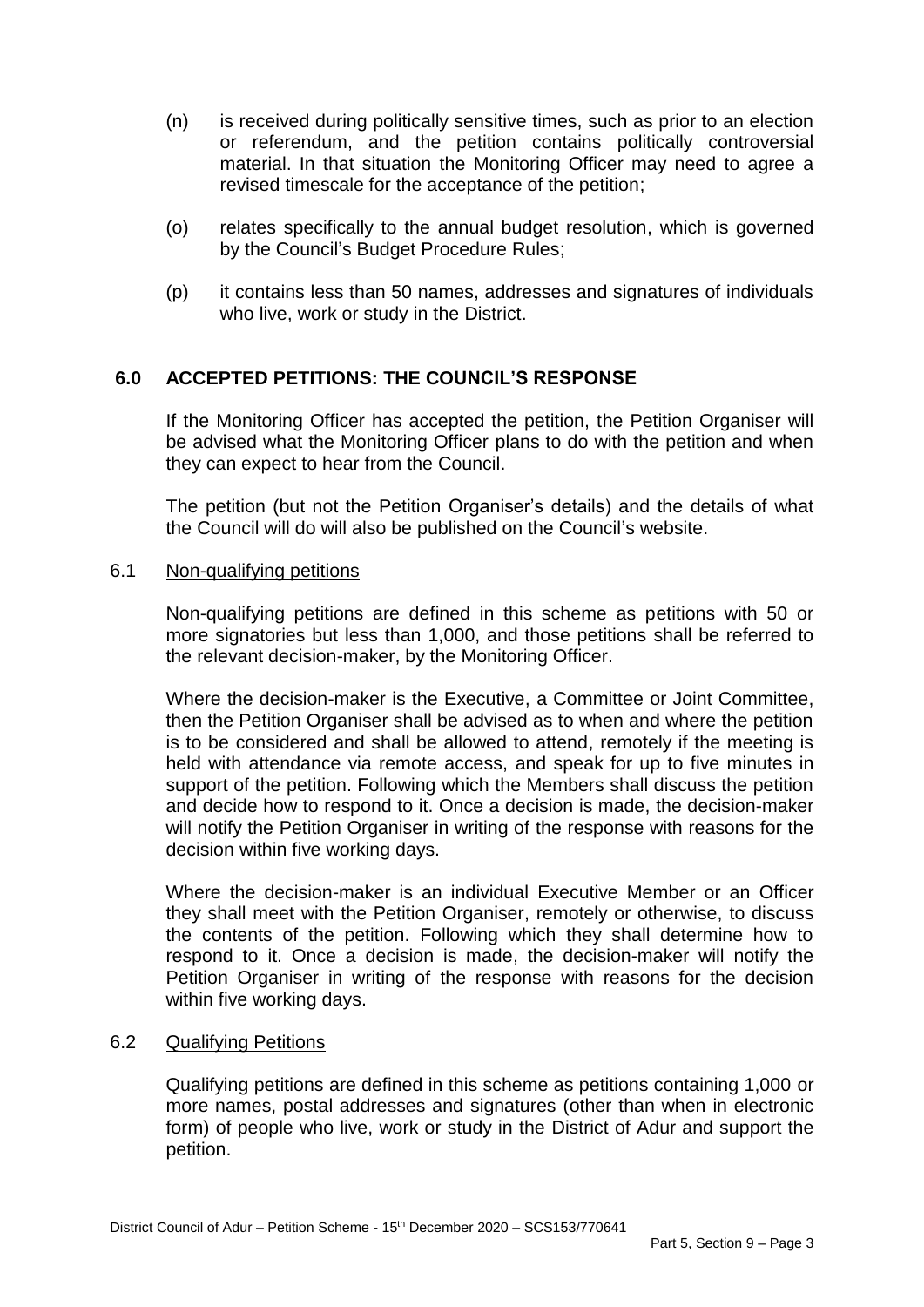(n) is received during politically sensitive times, such as prior to an election or referendum, and the petition contains politically controversial material. In that situation the Monitoring Officer may need to agree a revised timescale for the acceptance of the petition;

(o) relates specifically to the annual budget resolution, which is governed by the Council's Budget Procedure Rules;

(p) it contains less than 50 names, addresses and signatures of individuals who live, work or study in the District.

## 6.0 ACCEPTED PETITIONS: THE COUNCIL'S RESPONSE

If the Monitoring Officer has accepted the petition, the Petition Organiser will be advised what the Monitoring Officer plans to do with the petition and when they can expect to hear from the Council.

The petition (but not the Petition Organiser's details) and the details of what the Council will do will also be published on the Council's website.

### 6.1 Non-qualifying petitions

Non-qualifying petitions are defined in this scheme as petitions with 50 or more signatories but less than 1,000, and those petitions shall be referred to the relevant decision-maker, by the Monitoring Officer.

Where the decision-maker is the Executive, a Committee or Joint Committee, then the Petition Organiser shall be advised as to when and where the petition is to be considered and shall be allowed to attend, remotely if the meeting is held with attendance via remote access, and speak for up to five minutes in support of the petition. Following which the Members shall discuss the petition and decide how to respond to it. Once a decision is made, the decision-maker will notify the Petition Organiser in writing of the response with reasons for the decision within five working days.

Where the decision-maker is an individual Executive Member or an Officer they shall meet with the Petition Organiser, remotely or otherwise, to discuss the contents of the petition. Following which they shall determine how to respond to it. Once a decision is made, the decision-maker will notify the Petition Organiser in writing of the response with reasons for the decision within five working days.

### 6.2 Qualifying Petitions

Qualifying petitions are defined in this scheme as petitions containing 1,000 or more names, postal addresses and signatures (other than when in electronic form) of people who live, work or study in the District of Adur and support the petition.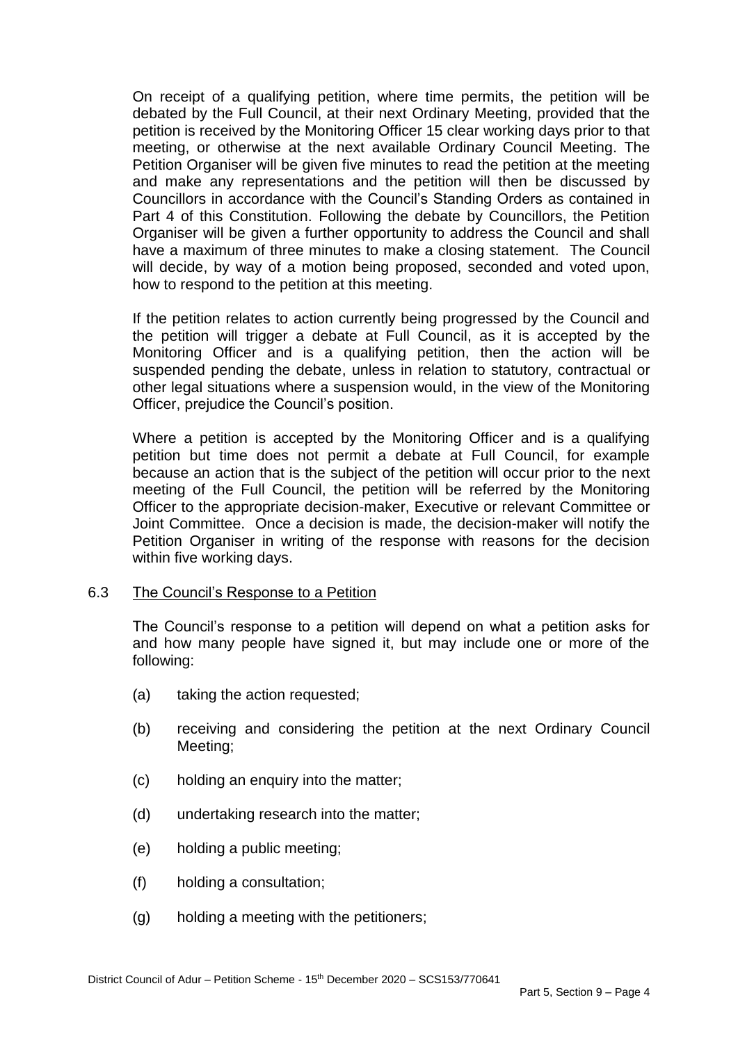On receipt of a qualifying petition, where time permits, the petition will be debated by the Full Council, at their next Ordinary Meeting, provided that the petition is received by the Monitoring Officer 15 clear working days prior to that meeting, or otherwise at the next available Ordinary Council Meeting. The Petition Organiser will be given five minutes to read the petition at the meeting and make any representations and the petition will then be discussed by Councillors in accordance with the Council's Standing Orders as contained in Part 4 of this Constitution. Following the debate by Councillors, the Petition Organiser will be given a further opportunity to address the Council and shall have a maximum of three minutes to make a closing statement. The Council will decide, by way of a motion being proposed, seconded and voted upon, how to respond to the petition at this meeting.

If the petition relates to action currently being progressed by the Council and the petition will trigger a debate at Full Council, as it is accepted by the Monitoring Officer and is a qualifying petition, then the action will be suspended pending the debate, unless in relation to statutory, contractual or other legal situations where a suspension would, in the view of the Monitoring Officer, prejudice the Council's position.

Where a petition is accepted by the Monitoring Officer and is a qualifying petition but time does not permit a debate at Full Council, for example because an action that is the subject of the petition will occur prior to the next meeting of the Full Council, the petition will be referred by the Monitoring Officer to the appropriate decision-maker, Executive or relevant Committee or Joint Committee. Once a decision is made, the decision-maker will notify the Petition Organiser in writing of the response with reasons for the decision within five working days.

## 6.3 The Council's Response to a Petition

The Council's response to a petition will depend on what a petition asks for and how many people have signed it, but may include one or more of the following:

(a) taking the action requested;

(b) receiving and considering the petition at the next Ordinary Council Meeting;

(c) holding an enquiry into the matter;

(d) undertaking research into the matter;

(e) holding a public meeting;

(f) holding a consultation;

(g) holding a meeting with the petitioners;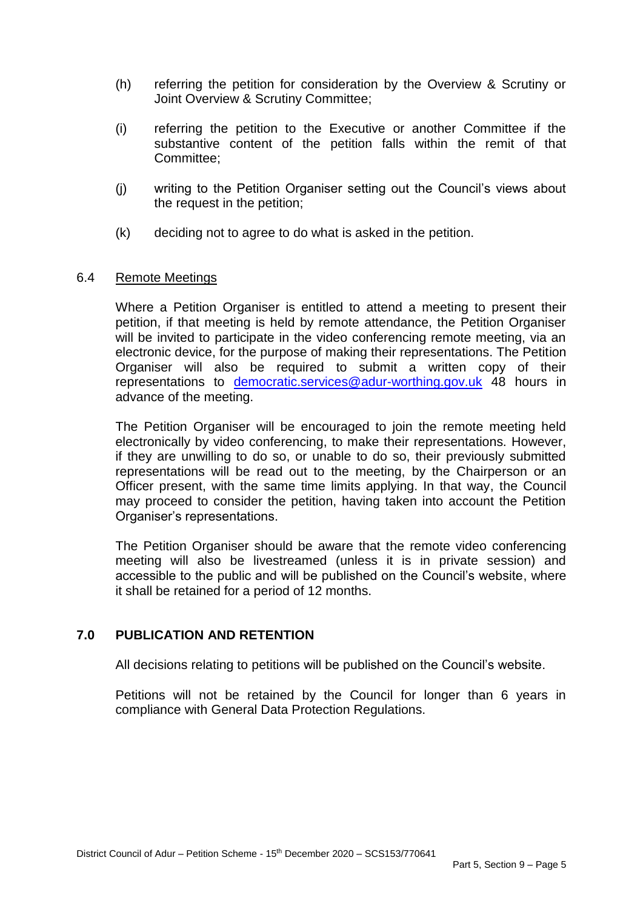(h) referring the petition for consideration by the Overview & Scrutiny or Joint Overview & Scrutiny Committee;

(i) referring the petition to the Executive or another Committee if the substantive content of the petition falls within the remit of that Committee;

(j) writing to the Petition Organiser setting out the Council's views about the request in the petition;

(k) deciding not to agree to do what is asked in the petition.

6.4 Remote Meetings

Where a Petition Organiser is entitled to attend a meeting to present their petition, if that meeting is held by remote attendance, the Petition Organiser will be invited to participate in the video conferencing remote meeting, via an electronic device, for the purpose of making their representations. The Petition Organiser will also be required to submit a written copy of their representations to democratic.services@adur-worthing.gov.uk 48 hours in advance of the meeting.

The Petition Organiser will be encouraged to join the remote meeting held electronically by video conferencing, to make their representations. However, if they are unwilling to do so, or unable to do so, their previously submitted representations will be read out to the meeting, by the Chairperson or an Officer present, with the same time limits applying. In that way, the Council may proceed to consider the petition, having taken into account the Petition Organiser's representations.

The Petition Organiser should be aware that the remote video conferencing meeting will also be livestreamed (unless it is in private session) and accessible to the public and will be published on the Council's website, where it shall be retained for a period of 12 months.

## 7.0 PUBLICATION AND RETENTION

All decisions relating to petitions will be published on the Council's website.

Petitions will not be retained by the Council for longer than 6 years in compliance with General Data Protection Regulations.